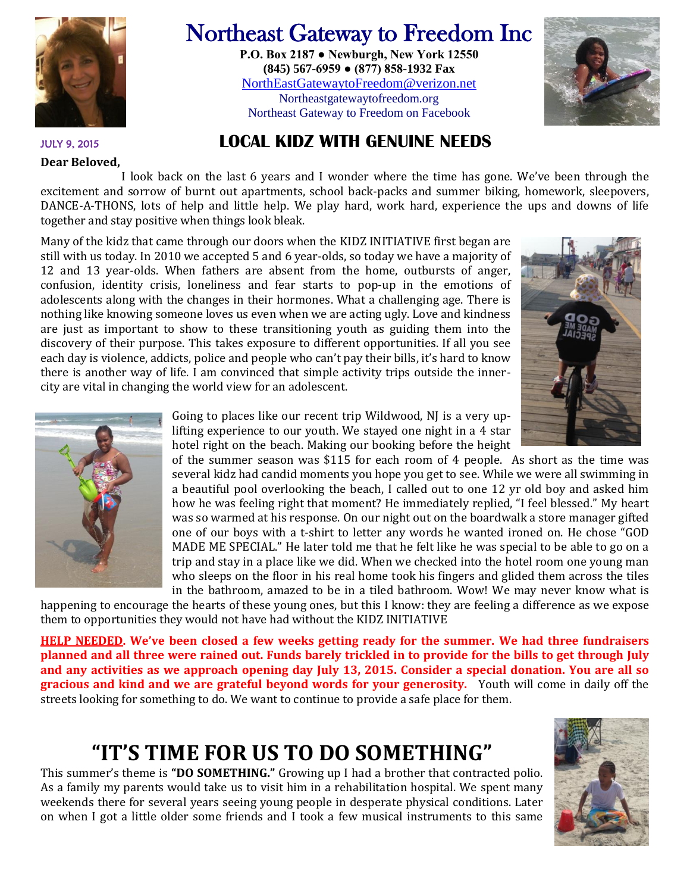# Northeast Gateway to Freedom Inc

**P.O. Box 2187 ● Newburgh, New York 12550**
**(845) 567-6959 ● (877) 858-1932 Fax**
NorthEastGatewaytoFreedom@verizon.net
Northeastgatewaytofreedom.org
Northeast Gateway to Freedom on Facebook

JULY 9, 2015

## LOCAL KIDZ WITH GENUINE NEEDS

**Dear Beloved,**

I look back on the last 6 years and I wonder where the time has gone. We've been through the excitement and sorrow of burnt out apartments, school back-packs and summer biking, homework, sleepovers, DANCE-A-THONS, lots of help and little help. We play hard, work hard, experience the ups and downs of life together and stay positive when things look bleak.

Many of the kidz that came through our doors when the KIDZ INITIATIVE first began are still with us today. In 2010 we accepted 5 and 6 year-olds, so today we have a majority of 12 and 13 year-olds. When fathers are absent from the home, outbursts of anger, confusion, identity crisis, loneliness and fear starts to pop-up in the emotions of adolescents along with the changes in their hormones. What a challenging age. There is nothing like knowing someone loves us even when we are acting ugly. Love and kindness are just as important to show to these transitioning youth as guiding them into the discovery of their purpose. This takes exposure to different opportunities. If all you see each day is violence, addicts, police and people who can't pay their bills, it's hard to know there is another way of life. I am convinced that simple activity trips outside the inner-city are vital in changing the world view for an adolescent.

Going to places like our recent trip Wildwood, NJ is a very up-lifting experience to our youth. We stayed one night in a 4 star hotel right on the beach. Making our booking before the height of the summer season was $115 for each room of 4 people. As short as the time was several kidz had candid moments you hope you get to see. While we were all swimming in a beautiful pool overlooking the beach, I called out to one 12 yr old boy and asked him how he was feeling right that moment? He immediately replied, "I feel blessed." My heart was so warmed at his response. On our night out on the boardwalk a store manager gifted one of our boys with a t-shirt to letter any words he wanted ironed on. He chose "GOD MADE ME SPECIAL." He later told me that he felt like he was special to be able to go on a trip and stay in a place like we did. When we checked into the hotel room one young man who sleeps on the floor in his real home took his fingers and glided them across the tiles in the bathroom, amazed to be in a tiled bathroom. Wow! We may never know what is happening to encourage the hearts of these young ones, but this I know: they are feeling a difference as we expose them to opportunities they would not have had without the KIDZ INITIATIVE

**HELP NEEDED. We've been closed a few weeks getting ready for the summer. We had three fundraisers planned and all three were rained out. Funds barely trickled in to provide for the bills to get through July and any activities as we approach opening day July 13, 2015. Consider a special donation. You are all so gracious and kind and we are grateful beyond words for your generosity.** Youth will come in daily off the streets looking for something to do. We want to continue to provide a safe place for them.

# "IT'S TIME FOR US TO DO SOMETHING"

This summer's theme is **"DO SOMETHING."** Growing up I had a brother that contracted polio. As a family my parents would take us to visit him in a rehabilitation hospital. We spent many weekends there for several years seeing young people in desperate physical conditions. Later on when I got a little older some friends and I took a few musical instruments to this same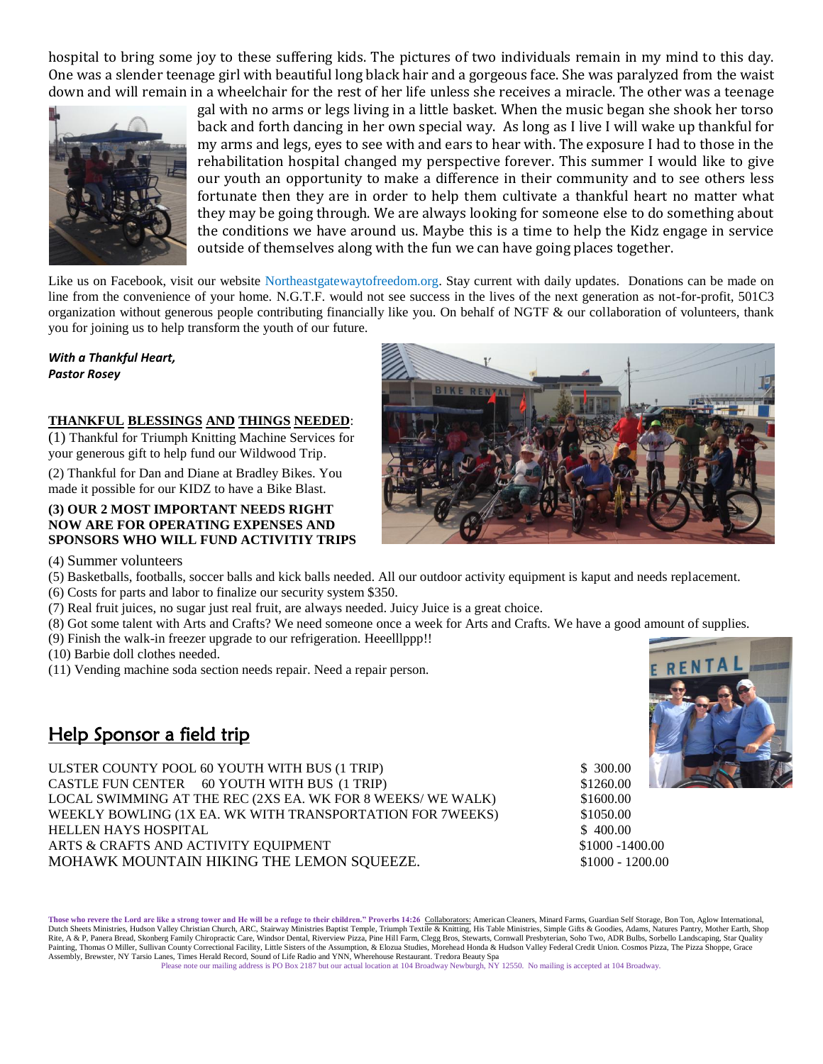hospital to bring some joy to these suffering kids. The pictures of two individuals remain in my mind to this day. One was a slender teenage girl with beautiful long black hair and a gorgeous face. She was paralyzed from the waist down and will remain in a wheelchair for the rest of her life unless she receives a miracle. The other was a teenage gal with no arms or legs living in a little basket. When the music began she shook her torso back and forth dancing in her own special way. As long as I live I will wake up thankful for my arms and legs, eyes to see with and ears to hear with. The exposure I had to those in the rehabilitation hospital changed my perspective forever. This summer I would like to give our youth an opportunity to make a difference in their community and to see others less fortunate then they are in order to help them cultivate a thankful heart no matter what they may be going through. We are always looking for someone else to do something about the conditions we have around us. Maybe this is a time to help the Kidz engage in service outside of themselves along with the fun we can have going places together.

Like us on Facebook, visit our website Northeastgatewaytofreedom.org. Stay current with daily updates. Donations can be made on line from the convenience of your home. N.G.T.F. would not see success in the lives of the next generation as not-for-profit, 501C3 organization without generous people contributing financially like you. On behalf of NGTF & our collaboration of volunteers, thank you for joining us to help transform the youth of our future.

***With a Thankful Heart,***
***Pastor Rosey***

**THANKFUL BLESSINGS AND THINGS NEEDED**:

(1) Thankful for Triumph Knitting Machine Services for your generous gift to help fund our Wildwood Trip.

(2) Thankful for Dan and Diane at Bradley Bikes. You made it possible for our KIDZ to have a Bike Blast.

**(3) OUR 2 MOST IMPORTANT NEEDS RIGHT NOW ARE FOR OPERATING EXPENSES AND SPONSORS WHO WILL FUND ACTIVITIY TRIPS**

(4) Summer volunteers

(5) Basketballs, footballs, soccer balls and kick balls needed. All our outdoor activity equipment is kaput and needs replacement.

(6) Costs for parts and labor to finalize our security system $350.

(7) Real fruit juices, no sugar just real fruit, are always needed. Juicy Juice is a great choice.

(8) Got some talent with Arts and Crafts? We need someone once a week for Arts and Crafts. We have a good amount of supplies.

(9) Finish the walk-in freezer upgrade to our refrigeration. Heeelllppp!!

(10) Barbie doll clothes needed.

(11) Vending machine soda section needs repair. Need a repair person.

## Help Sponsor a field trip

| | |
|---|---|
| ULSTER COUNTY POOL 60 YOUTH WITH BUS (1 TRIP) | $ 300.00 |
| CASTLE FUN CENTER 60 YOUTH WITH BUS (1 TRIP) | $1260.00 |
| LOCAL SWIMMING AT THE REC (2XS EA. WK FOR 8 WEEKS/ WE WALK) | $1600.00 |
| WEEKLY BOWLING (1X EA. WK WITH TRANSPORTATION FOR 7WEEKS) | $1050.00 |
| HELLEN HAYS HOSPITAL | $ 400.00 |
| ARTS & CRAFTS AND ACTIVITY EQUIPMENT | $1000 -1400.00 |
| MOHAWK MOUNTAIN HIKING THE LEMON SQUEEZE. | $1000 - 1200.00 |

**Those who revere the Lord are like a strong tower and He will be a refuge to their children." Proverbs 14:26** Collaborators: American Cleaners, Minard Farms, Guardian Self Storage, Bon Ton, Aglow International, Dutch Sheets Ministries, Hudson Valley Christian Church, ARC, Stairway Ministries Baptist Temple, Triumph Textile & Knitting, His Table Ministries, Simple Gifts & Goodies, Adams, Natures Pantry, Mother Earth, Shop Rite, A & P, Panera Bread, Skonberg Family Chiropractic Care, Windsor Dental, Riverview Pizza, Pine Hill Farm, Clegg Bros, Stewarts, Cornwall Presbyterian, Soho Two, ADR Bulbs, Sorbello Landscaping, Star Quality Painting, Thomas O Miller, Sullivan County Correctional Facility, Little Sisters of the Assumption, & Elozua Studies, Morehead Honda & Hudson Valley Federal Credit Union. Cosmos Pizza, The Pizza Shoppe, Grace Assembly, Brewster, NY Tarsio Lanes, Times Herald Record, Sound of Life Radio and YNN, Wherehouse Restaurant. Tredora Beauty Spa

Please note our mailing address is PO Box 2187 but our actual location at 104 Broadway Newburgh, NY 12550. No mailing is accepted at 104 Broadway.